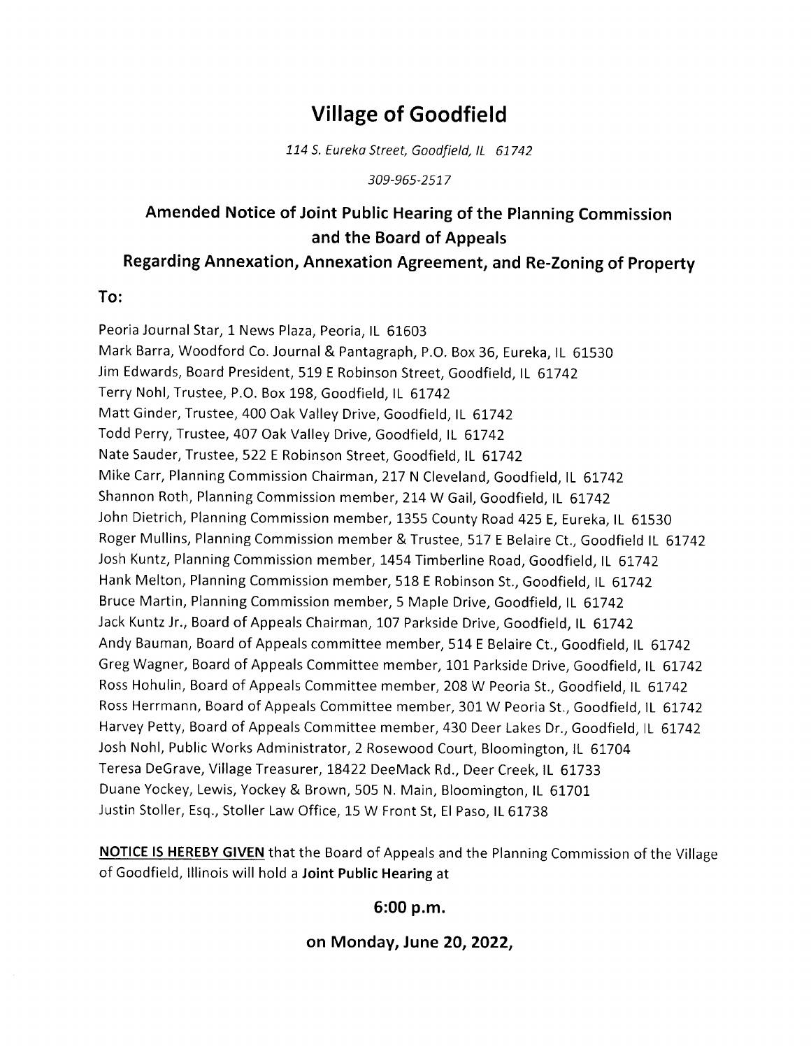# Village of Goodfield

*114 S. Eureka Street, Goodfield, IL 61742*

*309-965-2517*

## Amended Notice of Joint Public Hearing of the Planning Commission and the Board of Appeals

## Regarding Annexation, Annexation Agreement, and Re-Zoning of Property

### To:

Peoria Journal Star, 1 News Plaza, Peoria, IL 61603
Mark Barra, Woodford Co. Journal & Pantagraph, P.O. Box 36, Eureka, IL 61530
Jim Edwards, Board President, 519 E Robinson Street, Goodfield, IL 61742
Terry Nohl, Trustee, P.O. Box 198, Goodfield, IL 61742
Matt Ginder, Trustee, 400 Oak Valley Drive, Goodfield, IL 61742
Todd Perry, Trustee, 407 Oak Valley Drive, Goodfield, IL 61742
Nate Sauder, Trustee, 522 E Robinson Street, Goodfield, IL 61742
Mike Carr, Planning Commission Chairman, 217 N Cleveland, Goodfield, IL 61742
Shannon Roth, Planning Commission member, 214 W Gail, Goodfield, IL 61742
John Dietrich, Planning Commission member, 1355 County Road 425 E, Eureka, IL 61530
Roger Mullins, Planning Commission member & Trustee, 517 E Belaire Ct., Goodfield IL 61742
Josh Kuntz, Planning Commission member, 1454 Timberline Road, Goodfield, IL 61742
Hank Melton, Planning Commission member, 518 E Robinson St., Goodfield, IL 61742
Bruce Martin, Planning Commission member, 5 Maple Drive, Goodfield, IL 61742
Jack Kuntz Jr., Board of Appeals Chairman, 107 Parkside Drive, Goodfield, IL 61742
Andy Bauman, Board of Appeals committee member, 514 E Belaire Ct., Goodfield, IL 61742
Greg Wagner, Board of Appeals Committee member, 101 Parkside Drive, Goodfield, IL 61742
Ross Hohulin, Board of Appeals Committee member, 208 W Peoria St., Goodfield, IL 61742
Ross Herrmann, Board of Appeals Committee member, 301 W Peoria St., Goodfield, IL 61742
Harvey Petty, Board of Appeals Committee member, 430 Deer Lakes Dr., Goodfield, IL 61742
Josh Nohl, Public Works Administrator, 2 Rosewood Court, Bloomington, IL 61704
Teresa DeGrave, Village Treasurer, 18422 DeeMack Rd., Deer Creek, IL 61733
Duane Yockey, Lewis, Yockey & Brown, 505 N. Main, Bloomington, IL 61701
Justin Stoller, Esq., Stoller Law Office, 15 W Front St, El Paso, IL 61738

**NOTICE IS HEREBY GIVEN** that the Board of Appeals and the Planning Commission of the Village of Goodfield, Illinois will hold a **Joint Public Hearing** at

**6:00 p.m.**

**on Monday, June 20, 2022,**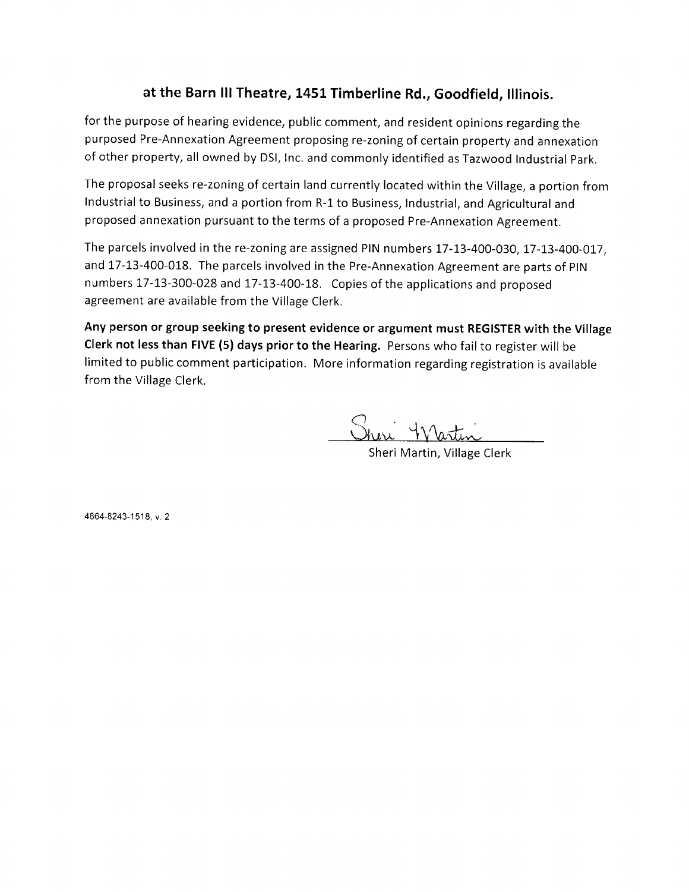**at the Barn III Theatre, 1451 Timberline Rd., Goodfield, Illinois.**

for the purpose of hearing evidence, public comment, and resident opinions regarding the purposed Pre-Annexation Agreement proposing re-zoning of certain property and annexation of other property, all owned by DSI, Inc. and commonly identified as Tazwood Industrial Park.

The proposal seeks re-zoning of certain land currently located within the Village, a portion from Industrial to Business, and a portion from R-1 to Business, Industrial, and Agricultural and proposed annexation pursuant to the terms of a proposed Pre-Annexation Agreement.

The parcels involved in the re-zoning are assigned PIN numbers 17-13-400-030, 17-13-400-017, and 17-13-400-018. The parcels involved in the Pre-Annexation Agreement are parts of PIN numbers 17-13-300-028 and 17-13-400-18. Copies of the applications and proposed agreement are available from the Village Clerk.

**Any person or group seeking to present evidence or argument must REGISTER with the Village Clerk not less than FIVE (5) days prior to the Hearing.** Persons who fail to register will be limited to public comment participation. More information regarding registration is available from the Village Clerk.

Sheri Martin

Sheri Martin, Village Clerk

4864-8243-1518, v. 2